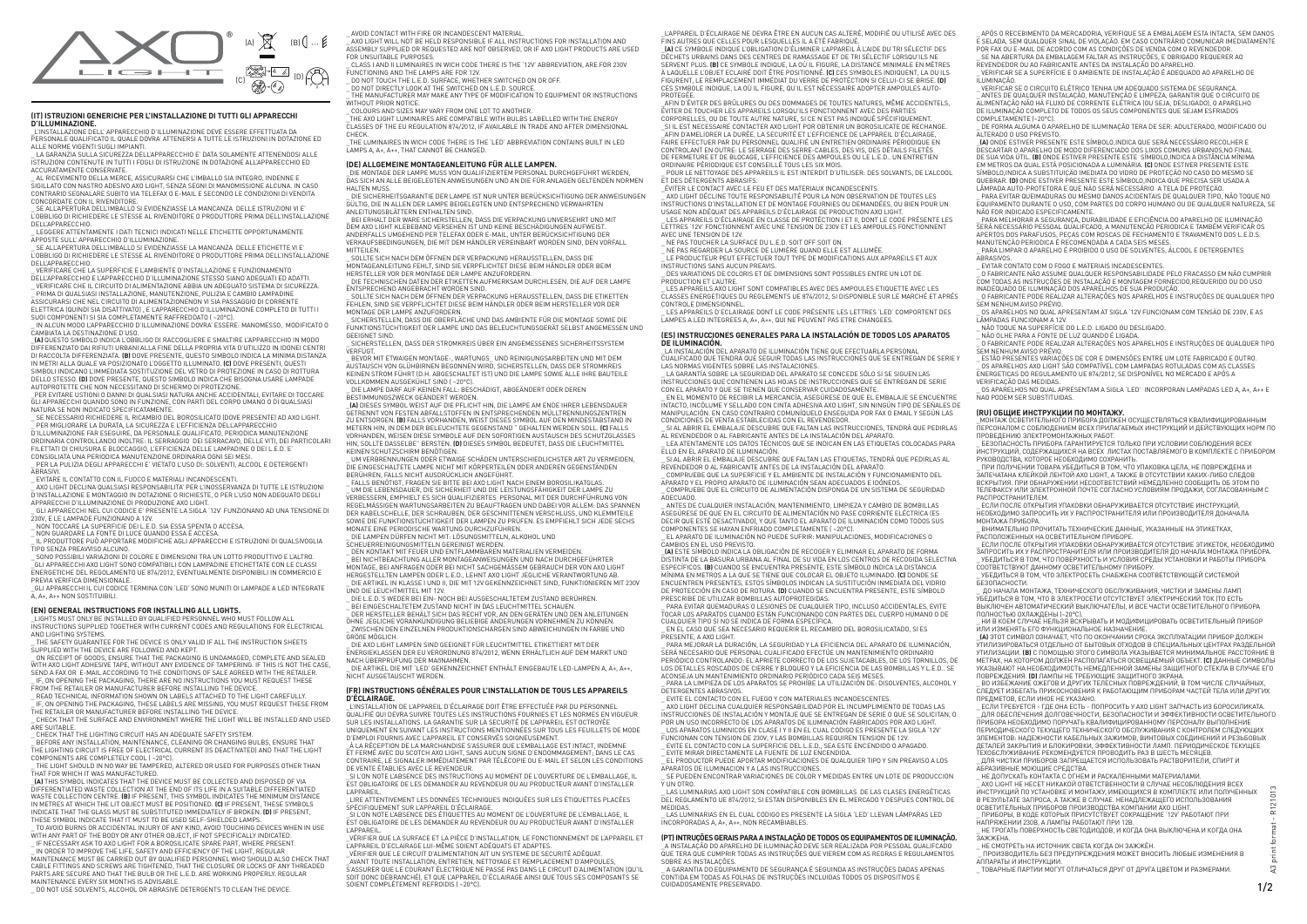AXO LIGHT ®

(A) (B) (C) (D)

## (IT) ISTRUZIONI GENERICHE PER L'INSTALLAZIONE DI TUTTI GLI APPARECCHI D'ILLUMINAZIONE.

_L'INSTALLAZIONE DELL' APPARECCHIO D'ILLUMINAZIONE DEVE ESSERE EFFETTUATA DA PERSONALE QUALIFICATO IL QUALE DOVRA' ATTENERSI A TUTTE LE ISTRUZIONI IN DOTAZIONE ED ALLE NORME VIGENTI SUGLI IMPIANTI.

_LA GARANZIA SULLA SICUREZZA DELL'APPARECCHIO E' DATA SOLAMENTE ATTENENDOSI ALLE ISTRUZIONI CONTENUTE IN TUTTI I FOGLI DI ISTRUZIONE IN DOTAZIONE ALL'APPARECCHIO ED ACCURATAMENTE CONSERVATE.

_AL RICEVIMENTO DELLA MERCE, ASSICURARSI CHE L'IMBALLO SIA INTEGRO, INDENNE E SIGILLATO CON NASTRO ADESIVO AXO LIGHT, SENZA SEGNI DI MANOMISSIONE ALCUNA. IN CASO CONTRARIO SEGNALARE SUBITO VIA TELEFAX O E-MAIL E SECONDO LE CONDIZIONI DI VENDITA CONCORDATE CON IL RIVENDITORE.

_SE ALL'APERTURA DELL'IMBALLO SI EVIDENZIASSE LA MANCANZA DELLE ISTRUZIONI VI E' L'OBBLIGO DI RICHIEDERE LE STESSE AL RIVENDITORE O PRODUTTORE PRIMA DELL'INSTALLAZIONE DELL'APPARECCHIO.

_LEGGERE ATTENTAMENTE I DATI TECNICI INDICATI NELLE ETICHETTE OPPORTUNAMENTE APPOSTE SULL' APPARECCHIO D'ILLUMINAZIONE.

_SE ALL'APERTURA DELL'IMBALLO SI EVIDENZIASSE LA MANCANZA DELLE ETICHETTE VI E' L'OBBLIGO DI RICHIEDERE LE STESSE AL RIVENDITORE O PRODUTTORE PRIMA DELL'INSTALLAZIONE DELL'APPARECCHIO.

_VERIFICARE CHE LA SUPERFICIE E L'AMBIENTE D'INSTALLAZIONE E FUNZIONAMENTO DELL'APPARECCHIO E L'APPARECCHIO D'ILLUMINAZIONE STESSO SIANO ADEGUATI ED ADATTI.

_VERIFICARE CHE IL CIRCUITO DI ALIMENTAZIONE ABBIA UN ADEGUATO SISTEMA DI SICUREZZA.

_PRIMA DI QUALSIASI INSTALLAZIONE, MANUTENZIONE, PULIZIA E CAMBIO LAMPADINE ASSICURARSI CHE NEL CIRCUITO DI ALIMENTAZIONE NON VI SIA PASSAGGIO DI CORRENTE ELETTRICA (QUINDI SIA DISATTIVATO) , E L'APPARECCHIO D'ILLUMINAZIONE COMPLETO DI TUTTI I SUOI COMPONENTI SI SIA COMPLETAMENTE RAFFREDDATO (~20°C).

_IN ALCUN MODO L'APPARECCHIO D'ILLUMINAZIONE DOVRA' ESSERE: MANOMESSO, MODIFICATO O CAMBIATA LA DESTINAZIONE D'USO.

_(A) QUESTO SIMBOLO INDICA L'OBBLIGO DI RACCOGLIERE E SMALTIRE L'APPARECCHIO IN MODO DIFFERENZIATO DAI RIFIUTI URBANI ALLA FINE DELLA PROPRIA VITA D'UTILIZZO IN IDONEI CENTRI DI RACCOLTA DIFFERENZIATA. (B) DOVE PRESENTE, QUESTO SIMBOLO INDICA LA MINIMA DISTANZA IN METRI ALLA QUALE VA POSIZIONATO L'OGGETTO ILLUMINATO. (C) DOVE PRESENTI, QUESTI SIMBOLI INDICANO L'IMMEDIATA SOSTITUZIONE DEL VETRO DI PROTEZIONE IN CASO DI ROTTURA DELLO STESSO. (D) DOVE PRESENTE, QUESTO SIMBOLO INDICA CHE BISOGNA USARE LAMPADE AUTOPROTETTE CHE NON NECESSITANO DI SCHERMO DI PROTEZIONE.

_PER EVITARE USTIONI O DANNI DI QUALSIASI NATURA ANCHE ACCIDENTALI, EVITARE DI TOCCARE GLI APPARECCHI QUANDO SONO IN FUNZIONE, CON PARTI DEL CORPO UMANO O DI QUALSIASI NATURA SE NON INDICATO SPECIFICATAMENTE.

_SE NECESSARIO RICHIEDERE IL RICAMBIO DEL BOROSILICATO (DOVE PRESENTE) AD AXO LIGHT.

_PER MIGLIORARE LA DURATA, LA SICUREZZA E L'EFFICIENZA DELL'APPARECCHIO D'ILLUMINAZIONE FAR ESEGUIRE, DA PERSONALE QUALIFICATO, PERIODICA MANUTENZIONE ORDINARIA CONTROLLANDO INOLTRE: IL SERRAGGIO DEI SERRACAVO, DELLE VITI, DEI PARTICOLARI FILETTATI DI CHIUSURA E BLOCCAGGIO, L'EFFICIENZA DELLE LAMPADINE O DEI L.E.D. E' CONSIGLIATA UNA PERIODICA MANUTENZIONE ORDINARIA OGNI SEI MESI.

_PER LA PULIZIA DEGLI APPARECCHI E' VIETATO L'USO DI: SOLVENTI, ALCOOL E DETERGENTI ABRASIVI.

_EVITARE IL CONTATTO CON IL FUOCO E MATERIALI INCANDESCENTI.

_AXO LIGHT DECLINA QUALSIASI RESPONSABILITA' PER L'INOSSERVANZA DI TUTTE LE ISTRUZIONI D'INSTALLAZIONE E MONTAGGIO IN DOTAZIONE O RICHIESTE, O PER L'USO NON ADEGUATO DEGLI APPARECCHI D'ILLUMINAZIONE DI PRODUZIONE AXO LIGHT.

_GLI APPARECCHI NEL CUI CODICE E' PRESENTE LA SIGLA '12V' FUNZIONANO AD UNA TENSIONE DI 230V, E LE LAMPADE FUNZIONANO A 12V.

_NON TOCCARE LA SUPERFICIE DEI L.E.D. SIA ESSA SPENTA O ACCESA.

_NON GUARDARE LA FONTE DI LUCE QUANDO ESSA È ACCESA.

_IL PRODUTTORE PUÒ APPORTARE MODIFICHE AGLI APPARECCHI E ISTRUZIONI DI QUALSIVOGLIA TIPO SENZA PREAVVISO ALCUNO.

_SONO POSSIBILI VARIAZIONI DI COLORE E DIMENSIONI TRA UN LOTTO PRODUTTIVO E L'ALTRO.

_GLI APPARECCHI AXO LIGHT SONO COMPATIBILI CON LAMPADINE ETICHETTATE CON LE CLASSI ENERGETICHE DEL REGOLAMENTO UE 874/2012, EVENTUALMENTE DISPONIBILI IN COMMERCIO E PREVIA VERIFICA DIMENSIONALE.

_GLI APPARECCHI IL CUI CODICE TERMINA CON 'LED' SONO MUNITI DI LAMPADE A LED INTEGRATE A, A+, A++ NON SOSTITUIBILI.

## (EN) GENERAL INSTRUCTIONS FOR INSTALLING ALL LIGHTS.

_LIGHTS MUST ONLY BE INSTALLED BY QUALIFIED PERSONNEL WHO MUST FOLLOW ALL INSTRUCTIONS SUPPLIED TOGETHER WITH CURRENT CODES AND REGULATIONS FOR ELECTRICAL AND LIGHTING SYSTEMS.

_THE SAFETY GUARANTEE FOR THE DEVICE IS ONLY VALID IF ALL THE INSTRUCTION SHEETS SUPPLIED WITH THE DEVICE ARE FOLLOWED AND KEPT.

_ON RECEIPT OF GOODS, ENSURE THAT THE PACKAGING IS UNDAMAGED, COMPLETE AND SEALED WITH AXO LIGHT ADHESIVE TAPE, WITHOUT ANY EVIDENCE OF TAMPERING. IF THIS IS NOT THE CASE, SEND A FAX OR E-MAIL ACCORDING TO THE CONDITIONS OF SALE AGREED WITH THE RETAILER.

_IF, ON OPENING THE PACKAGING, THERE ARE NO INSTRUCTIONS YOU MUST REQUEST THESE FROM THE RETAILER OR MANUFACTURER BEFORE INSTALLING THE DEVICE.

_READ TECHNICAL INFORMATION SHOWN ON LABELS ATTACHED TO THE LIGHT CAREFULLY.

_IF, ON OPENING THE PACKAGING, THESE LABELS ARE MISSING, YOU MUST REQUEST THESE FROM THE RETAILER OR MANUFACTURER BEFORE INSTALLING THE DEVICE.

_CHECK THAT THE SURFACE AND ENVIRONMENT WHERE THE LIGHT WILL BE INSTALLED AND USED ARE SUITABLE.

_CHECK THAT THE LIGHTING CIRCUIT HAS AN ADEQUATE SAFETY SYSTEM.

_BEFORE ANY INSTALLATION, MAINTENANCE, CLEANING OR CHANGING BULBS, ENSURE THAT THE LIGHTING CIRCUIT IS FREE OF ELECTRICAL CURRENT (IS DEACTIVATED) AND THAT THE LIGHT COMPONENTS ARE COMPLETELY COOL (~20°C).

_THE LIGHT SHOULD IN NO WAY BE TAMPERED, ALTERED OR USED FOR PURPOSES OTHER THAN THAT FOR WHICH IT WAS MANUFACTURED.

_(A) THIS SYMBOL INDICATES THAT THE DEVICE MUST BE COLLECTED AND DISPOSED OF VIA DIFFERENTIATED WASTE COLLECTION AT THE END OF ITS LIFE IN A SUITABLE DIFFERENTIATED WASTE COLLECTION CENTRE. (B) IF PRESENT, THIS SYMBOL INDICATES THE MINIMUM DISTANCE IN METRES AT WHICH THE LIT OBJECT MUST BE POSITIONED. (C) IF PRESENT, THESE SYMBOLS INDICATE THAT THE GLASS MUST BE SUBSTITUTED IMMEDIATELY IF BROKEN. (D) IF PRESENT, THESE SYMBOLS INDICATE THAT IT MUST TO BE USED SELF-SHIELDED LAMPS.

_TO AVOID BURNS OR ACCIDENTAL INJURY OF ANY KIND, AVOID TOUCHING DEVICES WHEN IN USE WITH ANY PART OF THE BODY OR ANY OTHER OBJECT, IF NOT SPECIFICALLY INDICATED.

_IF NECESSARY ASK TO AXO LIGHT FOR A BOROSILICATE SPARE PART, WHERE PRESENT.

_IN ORDER TO IMPROVE THE LIFE, SAFETY AND EFFICIENCY OF THE LIGHT, REGULAR MAINTENANCE MUST BE CARRIED OUT BY QUALIFIED PERSONNEL WHO SHOULD ALSO CHECK THAT CABLE FITTINGS AND SCREWS ARE TIGHTENED, THAT THE CLOSURE OR LOCKS OF ANY THREADED PARTS ARE SECURE AND THAT THE BULB OR THE L.E.D. ARE WORKING PROPERLY. REGULAR MAINTENANCE EVERY SIX MONTHS IS ADVISABLE.

_DO NOT USE SOLVENTS, ALCOHOL OR ABRASIVE DETERGENTS TO CLEAN THE DEVICE.

_AVOID CONTACT WITH FIRE OR INCANDESCENT MATERIAL.

_AXO LIGHT WILL NOT BE HELD RESPONSIBLE IF ALL INSTRUCTIONS FOR INSTALLATION AND ASSEMBLY SUPPLIED OR REQUESTED ARE NOT OBSERVED, OR IF AXO LIGHT PRODUCTS ARE USED FOR UNSUITABLE PURPOSES.

_CLASS I AND II LUMINAIRES IN WICH CODE THERE IS THE '12V' ABBREVIATION, ARE FOR 230V FUNCTIONING AND THE LAMPS ARE FOR 12V.

_DO NOT TOUCH THE L.E.D. SURFACE, WHETHER SWITCHED ON OR OFF.

_DO NOT DIRECTLY LOOK AT THE SWITCHED ON L.E.D. SOURCE.

_THE MANUFACTURER MAY MAKE ANY TYPE OF MODIFICATION TO EQUIPMENT OR INSTRUCTIONS WITHOUT PRIOR NOTICE.

_COLOURS AND SIZES MAY VARY FROM ONE LOT TO ANOTHER.

_THE AXO LIGHT LUMINAIRES ARE COMPATIBLE WITH BULBS LABELLED WITH THE ENERGY CLASSES OF THE EU REGULATION 874/2012, IF AVAILABLE IN TRADE AND AFTER DIMENSIONAL CHECK.

_THE LUMINAIRES IN WICH CODE THERE IS THE 'LED' ABBREVIATION CONTAINS BUILT IN LED LAMPS A, A+, A++, THAT CANNOT BE CHANGED.

## (DE) ALLGEMEINE MONTAGEANLEITUNG FÜR ALLE LAMPEN.

_DIE MONTAGE DER LAMPE MUSS VON QUALIFIZIERTEM PERSONAL DURCHGEFÜHRT WERDEN, DAS SICH AN ALLE BEIGELEGTEN ANWEISUNGEN UND AN DIE FÜR ANLAGEN GELTENDEN NORMEN HALTEN MUSS.

_DIE SICHERHEITSGARANTIE DER LAMPE IST NUR UNTER BERÜCKSICHTIGUNG DER ANWEISUNGEN GÜLTIG, DIE IN ALLEN DER LAMPE BEIGELEGTEN UND ENTSPRECHEND VERWAHRTEN ANLEITUNGSBLÄTTERN ENTHALTEN SIND.

_BEI ERHALT DER WARE SICHERSTELLEN, DASS DIE VERPACKUNG UNVERSEHRT UND MIT DEM AXO LIGHT KLEBEBAND VERSEHEN IST UND KEINE BESCHÄDIGUNGEN AUFWEIST. ANDERFALLS UMGEHEND PER TELEFAX ODER E-MAIL, UNTER BERÜCKSICHTIGUNG DER VERKAUFSBEDINGUNGEN, DIE MIT DEM HÄNDLER VEREINBART WORDEN SIND, DEN VORFALL MITTEILEN.

_SOLLTE SICH NACH DEM ÖFFNEN DER VERPACKUNG HERAUSSTELLEN, DASS DIE MONTAGEANLEITUNG FEHLT, SIND SIE VERPFLICHTET DIESE BEIM HÄNDLER ODER BEIM HERSTELLER VOR DER MONTAGE DER LAMPE ANZUFORDERN.

_DIE TECHNISCHEN DATEN DER ETIKETTEN AUFMERKSAM DURCHLESEN, DIE AUF DER LAMPE ENTSPRECHEND ANGEBRACHT WORDEN SIND.

_SOLLTE SICH NACH DEM ÖFFNEN DER VERPACKUNG HERAUSSTELLEN, DASS DIE ETIKETTEN FEHLEN, SIND SIE VERPFLICHTET DIESE BEIM HÄNDLER ODER BEIM HERSTELLER VOR DER MONTAGE DER LAMPE ANZUFORDERN.

_SICHERSTELLEN, DASS DIE OBERFLÄCHE UND DAS AMBIENTE FÜR DIE MONTAGE SOWIE DIE FUNKTIONSTÜCHTIGKEIT DER LAMPE UND DAS BELEUCHTUNGSGERÄT SELBST ANGEMESSEN UND GEEIGNET SIND.

_SICHERSTELLEN, DASS DER STROMKREIS ÜBER EIN ANGEMESSENES SICHERHEITSSYSTEM VERFÜGT.

_BEVOR MIT ETWAIGEN MONTAGE-, WARTUNGS-, UND REINIGUNGSARBEITEN UND MIT DEM AUSTAUSCH VON GLÜHBIRNEN BEGONNEN WIRD, SICHERSTELLEN, DASS DER STROMKREIS KEINEN STROM FÜHRT (D.H. ABGESCHALTET IST) UND DIE LAMPE SOWIE ALLE IHRE BAUTEILE VOLLKOMMEN AUSGEKÜHLT SIND (~20°C).

_DIE LAMPE DARF AUF KEINEN FALL: BESCHÄDIGT, ABGEÄNDERT ODER DEREN BESTIMMUNGSZWECK GEÄNDERT WERDEN.

_(A) DIESES SYMBOL WEIST AUF DIE PFLICHT HIN, DIE LAMPE AM ENDE IHRER LEBENSDAUER GETRENNT VOM FESTEN ABFALLSTOFFEN IN ENTSPRECHENDEN MÜLLTRENNUNGSZENTREN ZU ENTSORGEN. (B) FALLS VORHANDEN, WEIST DIESES SYMBOL AUF DEN MINDESTABSTAND IN METERN HIN, IN DEM DER BELEUCHTETE GEGENSTAND " GEHALTEN WERDEN SOLL. (C) FALLS VORHANDEN, WEISEN DIESE SYMBOLE AUF DEN SOFORTIGEN AUSTAUSCH DES SCHUTZGLASES HIN, SOLLTE DASSELBE" BERSTEN. (D) DIESES SYMBOL BEDEUTET, DASS DIE LEUCHTMITTEL KEINEN SCHUTZSCHIRM BENÖTIGEN.

_UM VERBRENNUNGEN ODER ETWAIGE SCHÄDEN UNTERSCHIEDLICHSTER ART ZU VERMEIDEN, DIE EINGESCHALTETE LAMPE NICHT MIT KÖRPERTEILEN ODER ANDEREN GEGENSTÄNDEN BERÜHREN, FALLS NICHT AUSDRÜCKLICH ANGEFÜHRT.

_FALLS BENÖTIGT, FRAGEN SIE BITTE BEI AXO LIGHT NACH EINEM BOROSILIKATGLAS.

_UM DIE LEBENSDAUER, DIE SICHERHEIT UND DIE LEISTUNGSFÄHIGKEIT DER LAMPE ZU VERBESSERN, EMPFIEHLT ES SICH QUALIFIZIERTES PERSONAL MIT DER DURCHFÜHRUNG VON REGELMÄSSIGEN WARTUNGSARBEITEN ZU BEAUFTRAGEN UND DABEI VOR ALLEM: DAS SPANNEN DER KABELSCHELLE, DER SCHRAUBEN, DER GEWINDETEILEN VERSCHLUSS, UND KLEMMTEILE SOWIE DIE FUNKTIONSTÜCHTIGKEIT DER LAMPEN ZU PRÜFEN. ES EMPFIEHLT SICH JEDE SECHS MONATE EINE PERIODISCHE WARTUNG DURCHZUFÜHREN.

_DIE LAMPEN DÜRFEN NICHT MIT: LÖSUNGSMITTELN, ALKOHOL UND SCHEUERREINIGUNGSMITTELN GEREINIGT WERDEN.

_DEN KONTAKT MIT FEUER UND ENTFLAMMBAREN MATERIALIEN VERMEIDEN.

_BEI NICHTBEACHTUNG ALLER MONTAGEANWEISUNGEN UND NACH DURCHGEFÜHRTER MONTAGE, BEI ANFRAGEN ODER BEI NICHT SACHGEMÄSSEM GEBRAUCH DER VON AXO LIGHT HERGESTELLTEN LAMPEN ODER L.E.D., LEHNT AXO LIGHT JEGLICHE VERANTWORTUNG AB.

_DIE ARTIKEL IN KLASSE I UND II, DIE MIT 12V GEKENNZEICHNET SIND, FUNKTIONIEREN MIT 230V UND DIE LEUCHTMITTEL MIT 12V.

_DIE L.E.D.'S WEDER BEI EIN- NOCH BEI AUSGESCHALTETEM ZUSTAND BERÜHREN.

_BEI EINGESCHALTETEM ZUSTAND NICHT IN DAS LEUCHTMITTEL SCHAUEN.

_DER HERSTELLER BEHÄLT SICH DAS RECHT VOR, AN DEN GERÄTEN UND DEN ANLEITUNGEN OHNE JEGLICHE VORANKÜNDIGUNG BELIEBIGE ÄNDERUNGEN VORNEHMEN ZU KÖNNEN.

_ZWISCHEN DEN EINZELNEN PRODUKTIONSCHARGEN SIND ABWEICHUNGEN IN FARBE UND GRÖßE MÖGLICH.

_DIE AXO LIGHT LAMPEN SIND GEEIGNET FÜR LEUCHTMITTEL ETIKETTIERT MIT DER ENERGIEKLASSEN DER EU VERORDNUNG 874/2012, WENN ERHÄLTLICH AUF DEM MARKT UND NACH ÜBERPRÜFUNG DER MAßNAHMEN.

_DIE ARTIKEL MIT DER 'LED' GEKENNZEICHNET ENTHÄLT EINGEBAUTE LED-LAMPEN A, A+, A++, NICHT AUSGETAUSCHT WERDEN.

## (FR) INSTRUCTIONS GÉNÉRALES POUR L'INSTALLATION DE TOUS LES APPAREILS D'ÉCLAIRAGE.

_L'INSTALLATION DE L'APPAREIL D'ÉCLAIRAGE DOIT ÊTRE EFFECTUÉE PAR DU PERSONNEL QUALIFIÉ QUI DEVRA SUIVRE TOUTES LES INSTRUCTIONS FOURNIES ET LES NORMES EN VIGUEUR SUR LES INSTALLATIONS. LA GARANTIE SUR LA SÉCURITÉ DE L'APPAREIL EST OCTROYÉE UNIQUEMENT EN SUIVANT LES INSTRUCTIONS MENTIONNÉES SUR TOUS LES FEUILLETS DE MODE D'EMPLOI FOURNIS AVEC L'APPAREIL ET CONSERVÉS SOIGNEUSEMENT.

_À LA RÉCEPTION DE LA MARCHANDISE S'ASSURER QUE L'EMBALLAGE EST INTACT, INDEMNE ET FERMÉ AVEC DU SCOTCH AXO LIGHT, SANS AUCUN SIGNE D'ENDOMMAGEMENT; DANS LE CAS CONTRAIRE, LE SIGNALER IMMÉDIATEMENT PAR TÉLÉCOPIE OU E-MAIL ET SELON LES CONDITIONS DE VENTE ÉTABLIES AVEC LE REVENDEUR.

_SI L'ON NOTE L'ABSENCE DES INSTRUCTIONS AU MOMENT DE L'OUVERTURE DE L'EMBALLAGE, IL EST OBLIGATOIRE DE LES DEMANDER AU REVENDEUR OU AU PRODUCTEUR AVANT D'INSTALLER L'APPAREIL.

_LIRE ATTENTIVEMENT LES DONNÉES TECHNIQUES INDIQUÉES SUR LES ÉTIQUETTES PLACÉES SPÉCIFIQUEMENT SUR L'APPAREIL D'ÉCLAIRAGE.

_SI L'ON NOTE L'ABSENCE DES ÉTIQUETTES AU MOMENT DE L'OUVERTURE DE L'EMBALLAGE, IL EST OBLIGATOIRE DE LES DEMANDER AU REVENDEUR OU AU PRODUCTEUR AVANT D'INSTALLER L'APPAREIL.

_VÉRIFIER QUE LA SURFACE ET LA PIÈCE D'INSTALLATION, LE FONCTIONNEMENT DE L'APPAREIL ET L'APPAREIL D'ÉCLAIRAGE LUI-MÊME SOIENT ADÉQUATS ET ADAPTÉS.

_VÉRIFIER QUE LE CIRCUIT D'ALIMENTATION AIT UN SYSTÈME DE SÉCURITÉ ADÉQUAT.

_AVANT TOUTE INSTALLATION, ENTRETIEN, NETTOYAGE ET REMPLACEMENT D'AMPOULES, S'ASSURER QUE LE COURANT ÉLECTRIQUE NE PASSE PAS DANS LE CIRCUIT D'ALIMENTATION (QU'IL SOIT DONC DÉBRANCHÉ), ET QUE L'APPAREIL D'ÉCLAIRAGE AINSI QUE TOUS SES COMPOSANTS SE SOIENT COMPLÈTEMENT REFROIDIS (~20°C).

_L'APPAREIL D'ÉCLAIRAGE NE DEVRA ÊTRE EN AUCUN CAS ALTÉRÉ, MODIFIÉ OU UTILISÉ AVEC DES FINS AUTRES QUE CELLES POUR LESQUELLES IL A ÉTÉ FABRIQUÉ.

_(A) CE SYMBOLE INDIQUE L'OBLIGATION D'ÉLIMINER L'APPAREIL À L'AIDE DU TRI SÉLECTIF DES DÉCHETS URBAINS DANS DES CENTRES DE RAMASSAGE ET DE TRI SÉLECTIF LORSQU'IL NE SERVENT PLUS. (B) CE SYMBOLE INDIQUE, LA OÙ IL FIGURE, LA DISTANCE MINIMALE EN MÈTRES À LAQUELLE L'OBJET ÉCLAIRÉ DOIT ÊTRE POSITIONNÉ. (C) CES SYMBOLES INDIQUENT, LA OÙ ILS FIGURENT, LE REMPLACEMENT IMMÉDIAT DU VERRE DE PROTECTION SI CELUI-CI SE BRISE. (D) CES SYMBOLE INDIQUE, LA OÙ IL FIGURE, QU'IL EST NÉCESSAIRE ADOPTER AMPOULES AUTO-PROTÉGÉE.

_AFIN D'ÉVITER DES BRÛLURES OU DES DOMMAGES DE TOUTES NATURES, MÊME ACCIDENTELS, ÉVITER DE TOUCHER LES APPAREILS LORSQU'ILS FONCTIONNENT AVEC DES PARTIES CORPORELLES, OU DE TOUTE AUTRE NATURE, SI CE N'EST PAS INDIQUÉ SPÉCIFIQUEMENT.

_SI IL EST NÉCESSAIRE CONTACTER AXO LIGHT POR OBTENIR UN BOROSILICATE DE RECHANGE.

_AFIN D'AMÉLIORER LA DURÉE, LA SÉCURITÉ ET L'EFFICIENCE DE L'APPAREIL D'ÉCLAIRAGE, FAIRE EFFECTUER PAR DU PERSONNEL QUALIFIÉ UN ENTRETIEN ORDINAIRE PÉRIODIQUE EN CONTRÔLANT EN OUTRE: LE SERRAGE DES SERRE-CÂBLES, DES VIS, DES DÉTAILS FILETÉS DE FERMETURE ET DE BLOCAGE, L'EFFICIENCE DES AMPOULES OU LE L.E.D., UN ENTRETIEN ORDINAIRE PÉRIODIQUE EST CONSEILLÉ TOUS LES SIX MOIS.

_POUR LE NETTOYAGE DES APPAREILS IL EST INTERDIT D'UTILISER: DES SOLVANTS, DE L'ALCOOL ET DES DÉTERGENTS ABRASIFS.

_ÉVITER LE CONTACT AVEC LE FEU ET DES MATÉRIAUX INCANDESCENTS.

_AXO LIGHT DÉCLINE TOUTE RESPONSABILITÉ POUR LA NON OBSERVATION DE TOUTES LES INSTRUCTIONS D'INSTALLATION ET DE MONTAGE FOURNIES OU DEMANDÉES, OU BIEN POUR UN USAGE NON ADÉQUAT DES APPAREILS D'ÉCLAIRAGE DE PRODUCTION AXO LIGHT.

_LES APPAREILS D'ÉCLAIRAGE EN CLASSE DE PROTECTION I ET II, DONT LE CODE PRÉSENTE LES LETTRES '12V' FONCTIONNENT AVEC UNE TENSION DE 230V ET LES AMPOULES FONCTIONNENT AVEC UNE TENSION DE 12V.

_NE PAS TOUCHER LA SURFACE DU L.E.D. SOIT OFF SOIT ON.

_NE PAS REGARDER LA SOURCE DE LUMIÈRE QUAND ELLE EST ALLUMÉE.

_LE PRODUCTEUR PEUT EFFECTUER TOUT TYPE DE MODIFICATIONS AUX APPAREILS ET AUX INSTRUCTIONS SANS AUCUN PRÉAVIS.

_DES VARIATIONS DE COLORIS ET DE DIMENSIONS SONT POSSIBLES ENTRE UN LOT DE PRODUCTION ET L'AUTRE.

_LES APPAREILS AXO LIGHT SONT COMPATIBLES AVEC DES AMPOULES ÉTIQUETTE AVEC LES CLASSES ÉNERGÉTIQUES DU REGLEMENTS UE 874/2012, SI DISPONIBLE SUR LE MARCHÉ ET APRÈS CONTRÔLE DIMENSIONNEL.

_LES APPAREILS D'ÉCLAIRAGE DONT LE CODE PRÉSENTE LES LETTRES 'LED' COMPORTENT DES LAMPES A LED INTÉGRÉES A, A+, A++, QUI NE PEUVENT PAS ETRE CHANGÉES.

## (ES) INSTRUCCIONES GENERALES PARA LA INSTALACIÓN DE TODOS LOS APARATOS DE ILUMINACIÓN.

_LA INSTALACIÓN DEL APARATO DE ILUMINACIÓN TIENE QUE EFECTUARLA PERSONAL CUALIFICADO QUE TENDRÁ QUE SEGUIR TODAS LAS INSTRUCCIONES QUE SE ENTREGAN DE SERIE Y LAS NORMAS VIGENTES SOBRE LAS INSTALACIONES.

_LA GARANTÍA DE SEGURIDAD DEL APARATO SE CONCEDE SÓLO SI SE SIGUEN LAS INSTRUCCIONES QUE CONTIENEN LAS HOJAS DE INSTRUCCIONES QUE SE ENTREGAN DE SERIE CON EL APARATO Y QUE SE TIENEN QUE CONSERVAR CUIDADOSAMENTE.

_EN EL MOMENTO DE RECIBIR LA MERCANCÍA, ASEGÚRESE DE QUE EL EMBALAJE SE ENCUENTRE ÍNTACTO, INCÓLUME Y SELLADO CON CINTA ADHESIVA AXO LIGHT, SIN NINGÚN TIPO DE SEÑALES DE MANIPULACIÓN. EN CASO CONTRARIO COMUNÍQUELO ENSEGUIDA POR FAX O EMAIL Y SEGÚN LAS CONDICIONES DE VENTA ESTABLECIDAS CON EL REVENDEDOR.

_SI AL ABRIR EL EMBALAJE DESCUBRE QUE FALTAN LAS INSTRUCCIONES, TENDRÁ QUE PEDIRLAS AL REVENDEDOR O AL FABRICANTE ANTES DE LA INSTALACIÓN DEL APARATO.

_LEA ATENTAMENTE LOS DATOS TÉCNICOS QUE SE INDICAN EN LAS ETIQUETAS COLOCADAS PARA ELLO EN EL APARATO DE ILUMINACIÓN.

_SI AL ABRIR EL EMBALAJE DESCUBRE QUE FALTAN LAS ETIQUETAS, TENDRÁ QUE PEDIRLAS AL REVENDEDOR O AL FABRICANTE ANTES DE LA INSTALACIÓN DEL APARATO.

_COMPRUEBE QUE LA SUPERFICIE Y EL AMBIENTE DE INSTALACIÓN Y FUNCIONAMIENTO DEL APARATO Y EL PROPIO APARATO DE ILUMINACIÓN SEAN ADECUADOS E IDÓNEOS.

_COMPRUEBE QUE EL CIRCUITO DE ALIMENTACIÓN DISPONGA DE UN SISTEMA DE SEGURIDAD ADECUADO.

_ANTES DE CUALQUIER INSTALACIÓN, MANTENIMIENTO, LIMPIEZA Y CAMBIO DE BOMBILLAS ASEGÚRESE DE QUE EN EL CIRCUITO DE ALIMENTACIÓN NO PASE CORRIENTE ELÉCTRICA (ES DECIR QUE ESTÉ DESACTIVADO) Y QUE TANTO EL APARATO DE ILUMINACIÓN COMO TODOS SUS COMPONENTES SE HAYAN ENFRIADO COMPLETAMENTE ( ~20°C).

_EL APARATO DE ILUMINACIÓN NO PUEDE SUFRIR: MANIPULACIONES, MODIFICACIONES O CAMBIOS EN EL USO PREVISTO.

_(A) ESTE SÍMBOLO INDICA LA OBLIGACIÓN DE RECOGER Y ELIMINAR EL APARATO DE FORMA DISTINTA DE LA BASURA URBANA AL FINAL DE SU VIDA EN LOS CENTROS DE RECOGIDA SELECTIVA ESPECÍFICOS. (B) CUANDO SE ENCUENTRA PRESENTE, ESTE SÍMBOLO INDICA LA DISTANCIA MÍNIMA EN METROS A LA QUE SE TIENE QUE COLOCAR EL OBJETO ILUMINADO. (C) DONDE SE ENCUENTREN PRESENTES, ESTOS SÍMBOLOS INDICAN LA SUSTITUCIÓN INMEDIATA DEL VIDRIO DE PROTECCIÓN EN CASO DE ROTURA. (D) CUANDO SE ENCUENTRA PRESENTE, ESTE SÍMBOLO PRESCRIBE DE UTILIZAR BOMBILLAS AUTOPROTEGIDAS.

_PARA EVITAR QUEMADURAS O LESIONES DE CUALQUIER TIPO, INCLUSO ACCIDENTALES, EVITE TOCAR LOS APARATOS CUANDO ESTÁN FUNCIONANDO CON PARTES DEL CUERPO HUMANO O DE CUALQUIER TIPO SI NO SE INDICA DE FORMA ESPECÍFICA.

_EN EL CASO QUE SEA NECESARIO REQUERIR EL RECAMBIO DEL BOROSILICATADO, SI ES PRESENTE, A AXO LIGHT.

_PARA MEJORAR LA DURACIÓN, LA SEGURIDAD Y LA EFICIENCIA DEL APARATO DE ILUMINACIÓN, SERÁ NECESARIO QUE PERSONAL CUALIFICADO EFECTÚE UN MANTENIMIENTO ORDINARIO PERIÓDICO CONTROLANDO: EL APRIETE CORRECTO DE LOS SUJETACABLES, DE LOS TORNILLOS, DE LOS DETALLES ROSCADOS DE CIERRE Y BLOQUEO Y LA EFICIENCIA DE LAS BOMBILLAS Y L.E.D.. SE ACONSEJA UN MANTENIMIENTO ORDINARIO PERIÓDICO CADA SEIS MESES.

_PARA LA LIMPIEZA DE LOS APARATOS SE PROHÍBE LA UTILIZACIÓN DE: DISOLVENTES, ALCOHOL Y DETERGENTES ABRASIVOS.

_EVITE EL CONTACTO CON EL FUEGO Y CON MATERIALES INCANDESCENTES.

_AXO LIGHT DECLINA CUALQUIER RESPONSABILIDAD POR EL INCUMPLIMIENTO DE TODAS LAS INSTRUCCIONES DE INSTALACIÓN Y MONTAJE QUE SE ENTREGAN DE SERIE O QUE SE SOLICITAN, O POR UN USO INCORRECTO DE LOS APARATOS DE ILUMINACIÓN FABRICADOS POR AXO LIGHT.

_LOS APARATOS LUMINICOS EN CLASE I Y II EN EL CUAL CÓDIGO ES PRESENTE LA SIGLA '12V' FUNCIONAN CON TENSIÓN DE 230V, Y LAS BOMBILLAS REQUIREN TENSIÓN DE 12V.

_EVITE EL CONTACTO CON LA SUPERFICIE DEL L.E.D., SEA ESTE ENCENDIDO O APAGADO.

_EVITE MIRAR DIRECTAMENTE LA FUENTE DE LUZ ENCENDIDA.

_EL PRODUCTOR PUEDE APORTAR MODIFICACIONES DE CUALQUIER TIPO Y SIN PREAVISO A LOS APARATOS DE ILUMINACIÓN Y A LAS INSTRUCCIONES.

_SE PUEDEN ENCONTRAR VARIACIONES DE COLOR Y MEDIDAS ENTRE UN LOTE DE PRODUCCION Y UN OTRO.

_LAS LUMINARIAS AXO LIGHT SON COMPATIBLE CON BOMBILLAS DE LAS CLASES ENERGÉTICAS DEL REGLAMENTO UE 874/2012, SI ESTAN DISPONIBLES EN EL MERCADO Y DESPUES CONTROL DE MEDIDAS.

_LAS LUMINARIAS EN EL CUAL CODIGO ES PRESENTE LA SIGLA 'LED' LLEVAN LÁMPARAS LED INCORPORADAS A, A+, A++, NON RECAMBIABLES.

## (PT) INTRUÇÕES GERAIS PARA A INSTALAÇÃO DE TODOS OS EQUIPAMENTOS DE ILUMINAÇÃO.

_A INSTALAÇÃO DO APARELHO DE ILUMINAÇÃO DEVE SER REALIZADA POR PESSOAL QUALIFCADO QUE TERÁ QUE CUMPRIR TODAS AS INSTRUÇÕES QUE VIEREM COM AS REGRAS E REGULAMENTOS SOBRE AS INSTALAÇÕES.

_A GARANTIA DO EQUIPAMENTO DE SEGURANÇA É SEGUIDA AS INSTRUÇÕES DADAS APENAS CONTIDA EM TODAS AS FOLHAS DE INSTRUÇÕES INCLUÍDAS TODOS OS DISPOSITIVOS E CUIDADOSAMENTE PRESERVADO.

_APÓS O RECEBIMENTO DA MERCADORIA, VERIFIQUE SE A EMBALAGEM ESTA INTACTA, SEM DANOS E SELADA, SEM QUALQUER SINAL DE VIOLAÇÃO. EM CASO CONTRÁRIO COMUNICAR IMEDIATAMENTE POR FAX OU E-MAIL DE ACORDO COM AS CONDIÇÕES DE VENDA COM O REVENDEDOR.

_SE NA ABERTURA DA EMBALAGEM FALTAR AS INSTRUÇÕES, É OBRIGADO REQUERER AO REVENDEDOR OU AO FABRICANTE ANTES DA INSTALAÇÃO DO APARELHO.

_VERIFICAR SE A SUPERFÍCIE E O AMBIENTE DE INSTALAÇÃO É ADEQUADO AO APARELHO DE ILUMINAÇÃO.

_VERIFICAR SE O CIRCUITO ELÉTRICO TENHA UM ADEQUADO SISTEMA DE SEGURANÇA.

_ANTES DE QUALQUER INSTALAÇÃO, MANUTENÇÃO E LIMPEZA, GARANTIR QUE O CIRCUITO DE ALIMENTAÇÃO NÃO HÁ FLUXO DE CORRENTE ELÉTRICA (OU SEJA, DESLIGADO), O APARELHO DE ILUMINAÇÃO COMPLETO DE TODOS OS SEUS COMPONENTES QUE SEJAM ESFRIADOS COMPLETAMENTE (~20°C).

_DE FORMA ALGUMA O APARELHO DE ILUMINAÇÃO TERÁ DE SER: ADULTERADO, MODIFICADO OU ALTERADO O USO PREVISTO.

_(A) ONDE ESTIVER PRESENTE ESTE SÍMBOLO,INDICA QUE SERÁ NECESSÁRIO RECOLHER E DESCARTAR O APARELHO DE MODO DIFERENCIADO DOS LIXOS COMUNS URBANOS,NO FINAL DE SUA VIDA ÚTIL. (B) ONDE ESTIVER PRESENTE ESTE SÍMBOLO,INDICA A DISTÂNCIA MÍNIMA EM METROS DA QUAL ESTÁ POSICIONADA A LUMINÁRIA. (C) ONDE ESTIVER PRESENTE ESTE SÍMBOLO,INDICA A SUBSTITUIÇÃO IMEDIATA DO VIDRO DE PROTEÇÃO NO CASO DO MESMO SE QUEBRAR. (D) ONDE ESTIVER PRESENTE ESTE SÍMBOLO,INDICA QUE PRECISA SER USADA A LÂMPADA AUTO-PROTETORA E QUE NÃO SERÁ NECESSÁRIO A TELA DE PROTEÇÃO.

_PARA EVITAR QUEIMADURAS OU MESMO DANOS ACIDENTAIS DE QUALQUER TIPO, NÃO TOQUE NO EQUIPAMENTO DURANTE O USO, COM PARTES DO CORPO HUMANO OU DE QUALQUER NATUREZA, SE NÃO FOR INDICADO ESPECIFICAMENTE.

_PARA MELHORAR A SEGURANÇA, DURABILIDADE E EFICIÊNCIA DO APARELHO DE ILUMINAÇÃO SERÁ NECESSÁRIO PESSOAL QUALIFICADO, A MANUTENÇÃO PERIODICA E TAMBÉM VERIFICAR OS APERTOS DOS PARAFUSOS, PEÇAS COM ROSCAS DE FECHAMENTO E TRAVAMENTO DOS L.E.D.S. MANUTENÇÃO PERIÓDICA É RECOMENDADA A CADA SEIS MESES.

_PARA LIMPAR O APARELHO É PROIBIDO O USO DE SOLVENTES, ÁLCOOL E DETERGENTES ABRASIVOS.

_EVITAR CONTATO COM O FOGO E MATERIAIS INCANDESCENTES.

_O FABRICANTE NÃO ASSUME QUALQUER RESPONSABILIDADE PELO FRACASSO EM NÃO CUMPRIR COM TODAS AS INSTRUÇÕES DE INSTALAÇÃO E MONTAGEM FORNECIDO,REQUERIDO OU DO USO INADEQUADO DE ILUMINAÇÃO DOS APARELHOS DE SUA PRODUÇÃO.

_O FABRICANTE PODE REALIZAR ALTERAÇÕES NOS APARELHOS E INSTRUÇÕES DE QUALQUER TIPO SEM NENHUM AVISO PRÉVIO.

_OS APARELHOS NO QUAL APRESENTAM AT SIGLA '12V FUNCIONAM COM TENSÃO DE 230V, E AS LÂMPADAS FUNCIONAM A 12V.

_NÃO TOQUE NA SUPERFÍCIE DO L.E.D. LIGADO OU DESLIGADO.

_NÃO OLHE PARA A FONTE DE LUZ QUANDO É LIGADA.

_O FABRICANTE PODE REALIZAR ALTERAÇÕES NOS APARELHOS E INSTRUÇÕES DE QUALQUER TIPO SEM NENHUM AVISO PRÉVIO.

_ESTÃO PRESENTES VARIAÇÕES DE COR E DIMENSÕES ENTRE UM LOTE FABRICADO E OUTRO.

_OS APARELHOS AXO LIGHT SÃO COMPATÍVEL COM LÂMPADAS ROTULADAS COM AS CLASSES ENERGÉTICAS DO REGULAMENTO UE 874/2012, SE DISPONÍVEL NO MERCADO E APÓS A VERIFICAÇÃO DAS MEDIDAS.

_OS APARELHOS NO QUAL APRESENTAM A SIGLA 'LED' INCORPORAN LAMPADAS LED A, A+, A++ NÃO PODEM SER SUBSTITUÍDAS.

## (RU) ОБЩИЕ ИНСТРУКЦИИ ПО МОНТАЖУ.

_МОНТАЖ ОСВЕТИТЕЛЬНОГО ПРИБОРА ДОЛЖЕН ОСУЩЕСТВЛЯТЬСЯ КВАЛИФИЦИРОВАННЫМ ПЕРСОНАЛОМ С СОБЛЮДЕНИЕМ ВСЕХ ПРИЛАГАЕМЫХ ИНСТРУКЦИЙ И ДЕЙСТВУЮЩИХ НОРМ ПО ПРОВЕДЕНИЮ ЭЛЕКТРОМОНТАЖНЫХ РАБОТ.

_БЕЗОПАСНОСТЬ ПРИБОРА ГАРАНТИРУЕТСЯ ТОЛЬКО ПРИ УСЛОВИИ СОБЛЮДЕНИЯ ВСЕХ ИНСТРУКЦИЙ, СОДЕРЖАЩИХСЯ НА ВСЕХ ЛИСТАХ ПОСТАВЛЯЕМОГО В КОМПЛЕКТЕ С ПРИБОРОМ РУКОВОДСТВА, КОТОРОЕ НЕОБХОДИМО СОХРАНИТЬ.

_ПРИ ПОЛУЧЕНИИ ТОВАРА УБЕДИТЬСЯ В ТОМ, ЧТО УПАКОВКА ЦЕЛА, НЕ ПОВРЕЖДЕНА И ЗАПЕЧАТАНА КЛЕЙКОЙ ЛЕНТОЙ AXO LIGHT, А ТАКЖЕ В ОТСУТСТВИИ КАКИХ-ЛИБО СЛЕДОВ ВСКРЫТИЯ. ПРИ ОБНАРУЖЕНИИ НЕСООТВЕТСТВИЙ НЕМЕДЛЕННО СООБЩИТЬ ОБ ЭТОМ ПО ТЕЛЕФАКСУ ИЛИ ЭЛЕКТРОННОЙ ПОЧТЕ СОГЛАСНО УСЛОВИЯМ ПРОДАЖИ, СОГЛАСОВАННЫМ С РАСПРОСТРАНИТЕЛЕМ.

_ЕСЛИ ПОСЛЕ ОТКРЫТИЯ УПАКОВКИ ОБНАРУЖИВАЕТСЯ ОТСУТСТВИЕ ИНСТРУКЦИЙ, НЕОБХОДИМО ЗАПРОСИТЬ ИХ У РАСПРОСТРАНИТЕЛЯ ИЛИ ПРОИЗВОДИТЕЛЯ ДОНАЧАЛА МОНТАЖА ПРИБОРА.

_ВНИМАТЕЛЬНО ПРОЧИТАТЬ ТЕХНИЧЕСКИЕ ДАННЫЕ, УКАЗАННЫЕ НА ЭТИКЕТКАХ, РАСПОЛОЖЕННЫХ НА ОСВЕТИТЕЛЬНОМ ПРИБОРЕ.

_ЕСЛИ ПОСЛЕ ОТКРЫТИЯ УПАКОВКИ ОБНАРУЖИВАЕТСЯ ОТСУТСТВИЕ ЭТИКЕТОК, НЕОБХОДИМО ЗАПРОСИТЬ ИХ У РАСПРОСТРАНИТЕЛЯ ИЛИ ПРОИЗВОДИТЕЛЯ ДО НАЧАЛА МОНТАЖА ПРИБОРА.

_УБЕДИТЬСЯ В ТОМ, ЧТО ПОВЕРХНОСТЬ И УСЛОВИЯ СРЕДЫ УСТАНОВКИ И РАБОТЫ ПРИБОРА СООТВЕТСТВУЮТ ДАННОМУ ОСВЕТИТЕЛЬНОМУ ПРИБОРУ.

_УБЕДИТЬСЯ В ТОМ, ЧТО ЭЛЕКТРОСЕТЬ СНАБЖЕНА СООТВЕТСТВУЮЩЕЙ СИСТЕМОЙ БЕЗОПАСНОСТИ.

_ДО НАЧАЛА МОНТАЖА, ТЕХНИЧЕСКОГО ОБСЛУЖИВАНИЯ, ЧИСТКИ И ЗАМЕНЫ ЛАМП УБЕДИТЬСЯ В ТОМ, ЧТО В ЭЛЕКТРОСЕТИ ОТСУТСТВУЕТ ЭЛЕКТРИЧЕСКИЙ ТОК (ТО ЕСТЬ ВЫКЛЮЧЕН АВТОМАТИЧЕСКИЙ ВЫКЛЮЧАТЕЛЬ), И ВСЕ ЧАСТИ ОСВЕТИТЕЛЬНОГО ПРИБОРА ПОЛНОСТЬЮ ОХЛАЖДЕНЫ (~20°C).

_НИ В КОЕМ СЛУЧАЕ НЕЛЬЗЯ ВСКРЫВАТЬ И МОДИФИЦИРОВАТЬ ОСВЕТИТЕЛЬНЫЙ ПРИБОР ИЛИ ИЗМЕНЯТЬ ЕГО ФУНКЦИОНАЛЬНОЕ НАЗНАЧЕНИЕ.

_(A) ЭТОТ СИМВОЛ ОЗНАЧАЕТ, ЧТО ПО ОКОНЧАНИИ СРОКА ЭКСПЛУАТАЦИИ ПРИБОР ДОЛЖЕН УТИЛИЗИРОВАТЬСЯ ОТДЕЛЬНО ОТ БЫТОВЫХ ОТХОДОВ В СПЕЦИАЛЬНЫХ ЦЕНТРАХ РАЗДЕЛЬНОЙ УТИЛИЗАЦИИ. (B) С ПОМОЩЬЮ ЭТОГО СИМВОЛА УКАЗЫВАЕТСЯ МИНИМАЛЬНОЕ РАССТОЯНИЕ В МЕТРАХ, НА КОТОРОМ ДОЛЖЕН РАСПОЛАГАТЬСЯ ОСВЕЩАЕМЫЙ ОБЪЕКТ. (C) ДАННЫЕ СИМВОЛЫ УКАЗЫВАЮТ НА НЕОБХОДИМОСТЬ НЕМЕДЛЕННОЙ ЗАМЕНЫ ЗАЩИТНОГО СТЕКЛА В СЛУЧАЕ ЕГО ПОВРЕЖДЕНИЯ. (D) ЛАМПЫ НЕ ТРЕБУЮЩИЕ ЗАЩИТНОГО ЭКРАНА.

_ВО ИЗБЕЖАНИЕ ОЖЕГОВ И ДРУГИХ ТЕЛЕСНЫХ ПОВРЕЖДЕНИЙ, В ТОМ ЧИСЛЕ СЛУЧАЙНЫХ, СЛЕДУЕТ ИЗБЕГАТЬ ПРИКОСНОВЕНИЯ К РАБОТАЮЩИМ ПРИБОРАМ ЧАСТЕЙ ТЕЛА ИЛИ ДРУГИХ ПРЕДМЕТОВ, ЕСЛИ ИНОЕ НЕ УКАЗАНО.

_ЕСЛИ ТРЕБУЕТСЯ - ГДЕ ОНА ЕСТЬ - ПОПРОСИТЬ У AXO LIGHT ЗАПЧАСТЬ ИЗ БОРОСИЛИКАТА.

_ДЛЯ ОБЕСПЕЧЕНИЯ ДОЛГОВЕЧНОСТИ, БЕЗОПАСНОСТИ И ЭФФЕКТИВНОСТИ ОСВЕТИТЕЛЬНОГО ПРИБОРА НЕОБХОДИМО ПОРУЧАТЬ КВАЛИФИЦИРОВАННОМУ ПЕРСОНАЛУ ВЫПОЛНЕНИЕ ПЕРИОДИЧЕСКОГО ТЕКУЩЕГО ТЕХНИЧЕСКОГО ОБСЛУЖИВАНИЯ С КОНТРОЛЕМ СЛЕДУЮЩИХ ЭЛЕМЕНТОВ: НАДЕЖНОСТИ КАБЕЛЬНЫХ ЗАЖИМОВ, ВИНТОВЫХ СОЕДИНЕНИЙ И РЕЗЬБОВЫХ ДЕТАЛЕЙ ЗАКРЫТИЯ И БЛОКИРОВКИ, ЭФФЕКТИВНОСТИ ЛАМП. ПЕРИОДИЧЕСКОЕ ТЕКУЩЕЕ ТЕХОБСЛУЖИВАНИЕ РЕКОМЕНДУЕТСЯ ПРОВОДИТЬ РАЗ В ШЕСТЬ МЕСЯЦЕВ.

_ДЛЯ ЧИСТКИ ПРИБОРОВ ЗАПРЕЩАЕТСЯ ИСПОЛЬЗОВАТЬ РАСТВОРИТЕЛИ, СПИРТ И АБРАЗИВНЫЕ МОЮЩИЕ СРЕДСТВА.

_НЕ ДОПУСКАТЬ КОНТАКТА С ОГНЕМ И РАСКАЛЕННЫМИ МАТЕРИАЛАМИ.

_AXO LIGHT НЕ НЕСЕТ НИКАКОЙ ОТВЕТСТВЕННОСТИ В СЛУЧАЕ НЕСОБЛЮДЕНИЯ ВСЕХ ИНСТРУКЦИЙ ПО УСТАНОВКЕ И МОНТАЖУ, ИМЕЮЩИХСЯ В КОМПЛЕКТЕ ИЛИ ПОЛУЧЕННЫХ В РЕЗУЛЬТАТЕ ЗАПРОСА, А ТАКЖЕ В СЛУЧАЕ НЕНАДЛЕЖАЩЕГО ИСПОЛЬЗОВАНИЯ ОСВЕТИТЕЛЬНЫХ ПРИБОРОВ ПРОИЗВОДСТВА КОМПАНИИ AXO LIGHT.

_ПРИБОРЫ, В КОДЕ КОТОРЫХ ПРИСУТСТВУЕТ СОКРАЩЕНИЕ '12V' РАБОТАЮТ ПРИ НАПРЯЖЕНИИ 230В, А ЛАМПЫ РАБОТАЮТ ПРИ 12В.

_НЕ ТРОГАТЬ ПОВЕРХНОСТЬ СВЕТОДИОДОВ, И КОГДА ОНА ВЫКЛЮЧЕНА И КОГДА ОНА ЗАЖЖЕНА.

_НЕ СМОТРЕТЬ НА ИСТОЧНИК СВЕТА КОГДА ОН ЗАЖЖЁН.

_ПРОИЗВОДИТЕЛЬ БЕЗ ПРЕДУПРЕЖДЕНИЯ МОЖЕТ ВНОСИТЬ ЛЮБЫЕ ИЗМЕНЕНИЯ В АППАРАТЫ И ИНСТРУКЦИИ.

_ТОВАРНЫЕ ПАРТИИ МОГУТ ОТЛИЧАТЬСЯ ДРУГ ОТ ДРУГА ЦВЕТОМ И РАЗМЕРАМИ.

A3 print format - R121013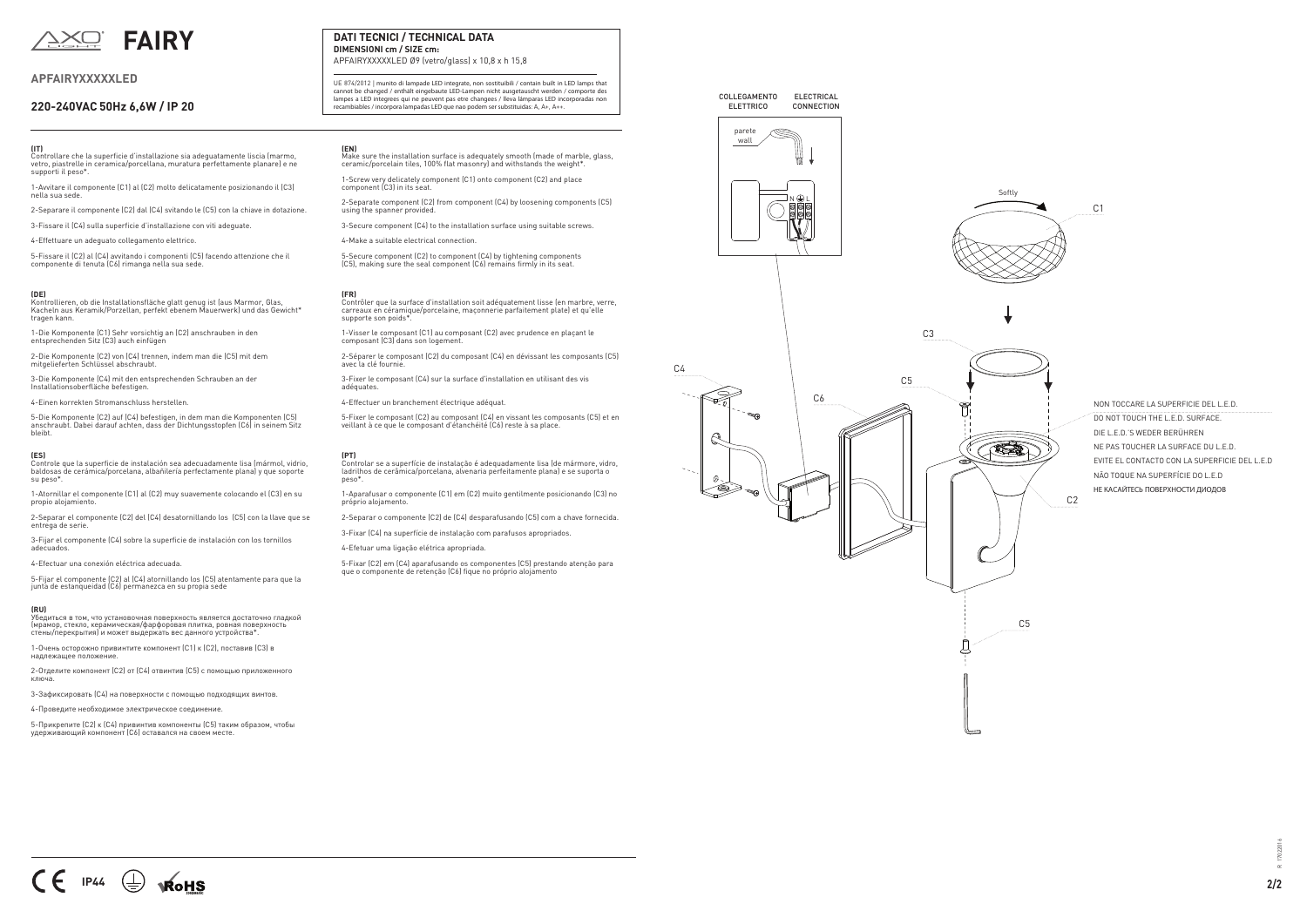# FAIRY

## APFAIRYXXXXXLED

## 220-240VAC 50Hz 6,6W / IP 20

**DATI TECNICI / TECHNICAL DATA**
**DIMENSIONI cm / SIZE cm:**
APFAIRYXXXXXLED Ø9 (vetro/glass) x 10,8 x h 15,8

UE 874/2012 | munito di lampade LED integrate, non sostituibili / contain built in LED lamps that cannot be changed / enthält eingebaute LED-Lampen nicht ausgetauscht werden / comporte des lampes a LED integrees qui ne peuvent pas etre changees / lleva lámparas LED incorporadas non recambiables / incorpora lampadas LED que nao podem ser substituidas: A, A+, A++.

**(IT)**
Controllare che la superficie d'installazione sia adeguatamente liscia (marmo, vetro, piastrelle in ceramica/porcellana, muratura perfettamente planare) e ne supporti il peso*.

1-Avvitare il componente (C1) al (C2) molto delicatamente posizionando il (C3) nella sua sede.

2-Separare il componente (C2) dal (C4) svitando le (C5) con la chiave in dotazione.

3-Fissare il (C4) sulla superficie d'installazione con viti adeguate.

4-Effettuare un adeguato collegamento elettrico.

5-Fissare il (C2) al (C4) avvitando i componenti (C5) facendo attenzione che il componente di tenuta (C6) rimanga nella sua sede.

**(DE)**
Kontrollieren, ob die Installationsfläche glatt genug ist (aus Marmor, Glas, Kacheln aus Keramik/Porzellan, perfekt ebenem Mauerwerk) und das Gewicht* tragen kann.

1-Die Komponente (C1) Sehr vorsichtig an (C2) anschrauben in den entsprechenden Sitz (C3) auch einfügen

2-Die Komponente (C2) von (C4) trennen, indem man die (C5) mit dem mitgelieferten Schlüssel abschraubt.

3-Die Komponente (C4) mit den entsprechenden Schrauben an der Installationsoberfläche befestigen.

4-Einen korrekten Stromanschluss herstellen.

5-Die Komponente (C2) auf (C4) befestigen, in dem man die Komponenten (C5) anschraubt. Dabei darauf achten, dass der Dichtungsstopfen (C6) in seinem Sitz bleibt.

**(ES)**
Controle que la superficie de instalación sea adecuadamente lisa (mármol, vidrio, baldosas de cerámica/porcelana, albañilería perfectamente plana) y que soporte su peso*.

1-Atornillar el componente (C1) al (C2) muy suavemente colocando el (C3) en su propio alojamiento.

2-Separar el componente (C2) del (C4) desatornillando los (C5) con la llave que se entrega de serie.

3-Fijar el componente (C4) sobre la superficie de instalación con los tornillos adecuados.

4-Efectuar una conexión eléctrica adecuada.

5-Fijar el componente (C2) al (C4) atornillando los (C5) atentamente para que la junta de estanqueidad (C6) permanezca en su propia sede

**(RU)**
Убедиться в том, что установочная поверхность является достаточно гладкой (мрамор, стекло, керамическая/фарфоровая плитка, ровная поверхность стены/перекрытия) и может выдержать вес данного устройства*.

1-Очень осторожно привинтите компонент (C1) к (C2), поставив (C3) в надлежащее положение.

2-Отделите компонент (C2) от (C4) отвинтив (C5) с помощью приложенного ключа.

3-Зафиксировать (C4) на поверхности с помощью подходящих винтов.

4-Проведите необходимое электрическое соединение.

5-Прикрепите (C2) к (C4) привинтив компоненты (C5) таким образом, чтобы удерживающий компонент (C6) оставался на своем месте.

**(EN)**
Make sure the installation surface is adequately smooth (made of marble, glass, ceramic/porcelain tiles, 100% flat masonry) and withstands the weight*.

1-Screw very delicately component (C1) onto component (C2) and place component (C3) in its seat.

2-Separate component (C2) from component (C4) by loosening components (C5) using the spanner provided.

3-Secure component (C4) to the installation surface using suitable screws.

4-Make a suitable electrical connection.

5-Secure component (C2) to component (C4) by tightening components (C5), making sure the seal component (C6) remains firmly in its seat.

**(FR)**
Contrôler que la surface d'installation soit adéquatement lisse (en marbre, verre, carreaux en céramique/porcelaine, maçonnerie parfaitement plate) et qu'elle supporte son poids*.

1-Visser le composant (C1) au composant (C2) avec prudence en plaçant le composant (C3) dans son logement.

2-Séparer le composant (C2) du composant (C4) en dévissant les composants (C5) avec la clé fournie.

3-Fixer le composant (C4) sur la surface d'installation en utilisant des vis adéquates.

4-Effectuer un branchement électrique adéquat.

5-Fixer le composant (C2) au composant (C4) en vissant les composants (C5) et en veillant à ce que le composant d'étanchéité (C6) reste à sa place.

**(PT)**
Controlar se a superfície de instalação é adequadamente lisa (de mármore, vidro, ladrilhos de cerâmica/porcelana, alvenaria perfeitamente plana) e se suporta o peso*.

1-Aparafusar o componente (C1) em (C2) muito gentilmente posicionando (C3) no próprio alojamento.

2-Separar o componente (C2) de (C4) desparafusando (C5) com a chave fornecida.

3-Fixar (C4) na superfície de instalação com parafusos apropriados.

4-Efetuar uma ligação elétrica apropriada.

5-Fixar (C2) em (C4) aparafusando os componentes (C5) prestando atenção para que o componente de retenção (C6) fique no próprio alojamento

COLLEGAMENTO ELETTRICO
ELECTRICAL CONNECTION

parete
wall

N L

Softly

C1
C2
C3
C4
C5
C6

NON TOCCARE LA SUPERFICIE DEL L.E.D.
DO NOT TOUCH THE L.E.D. SURFACE.
DIE L.E.D.'S WEDER BERÜHREN
NE PAS TOUCHER LA SURFACE DU L.E.D.
EVITE EL CONTACTO CON LA SUPERFICIE DEL L.E.D
NÃO TOQUE NA SUPERFÍCIE DO L.E.D
НЕ КАСАЙТЕСЬ ПОВЕРХНОСТИ ДИОДОВ

CE IP44 RoHS

R. 17022016